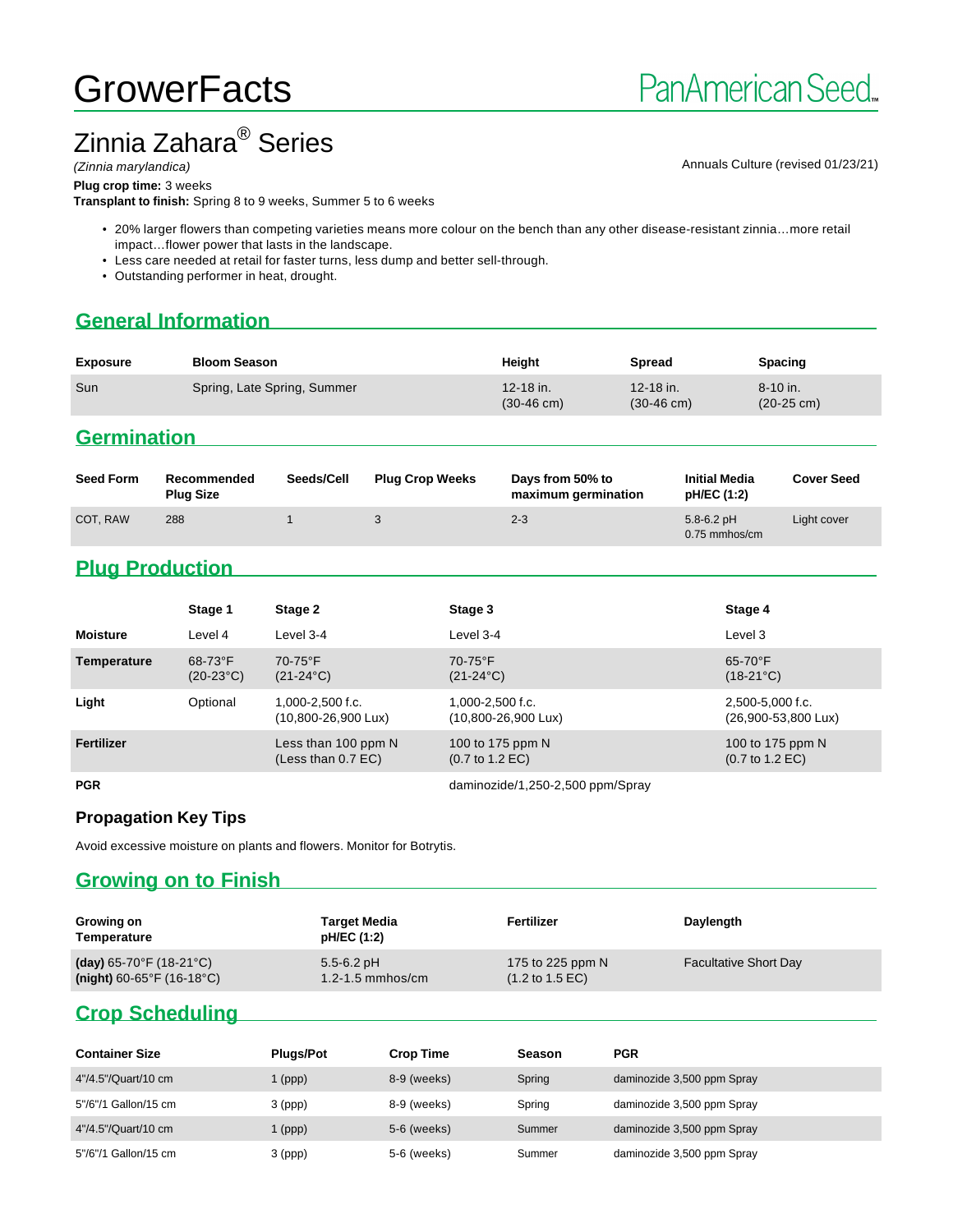# GrowerFacts

PanAmerican Seed

## Zinnia Zahara® Series

*(Zinnia marylandica)*

Annuals Culture (revised 01/23/21)

**Plug crop time:** 3 weeks
**Transplant to finish:** Spring 8 to 9 weeks, Summer 5 to 6 weeks

- 20% larger flowers than competing varieties means more colour on the bench than any other disease-resistant zinnia…more retail impact…flower power that lasts in the landscape.
- Less care needed at retail for faster turns, less dump and better sell-through.
- Outstanding performer in heat, drought.

## General Information

| Exposure | Bloom Season | Height | Spread | Spacing |
|---|---|---|---|---|
| Sun | Spring, Late Spring, Summer | 12-18 in. (30-46 cm) | 12-18 in. (30-46 cm) | 8-10 in. (20-25 cm) |

## Germination

| Seed Form | Recommended Plug Size | Seeds/Cell | Plug Crop Weeks | Days from 50% to maximum germination | Initial Media pH/EC (1:2) | Cover Seed |
|---|---|---|---|---|---|---|
| COT, RAW | 288 | 1 | 3 | 2-3 | 5.8-6.2 pH 0.75 mmhos/cm | Light cover |

## Plug Production

| | Stage 1 | Stage 2 | Stage 3 | Stage 4 |
|---|---|---|---|---|
| **Moisture** | Level 4 | Level 3-4 | Level 3-4 | Level 3 |
| **Temperature** | 68-73°F (20-23°C) | 70-75°F (21-24°C) | 70-75°F (21-24°C) | 65-70°F (18-21°C) |
| **Light** | Optional | 1,000-2,500 f.c. (10,800-26,900 Lux) | 1,000-2,500 f.c. (10,800-26,900 Lux) | 2,500-5,000 f.c. (26,900-53,800 Lux) |
| **Fertilizer** | | Less than 100 ppm N (Less than 0.7 EC) | 100 to 175 ppm N (0.7 to 1.2 EC) | 100 to 175 ppm N (0.7 to 1.2 EC) |
| **PGR** | | | daminozide/1,250-2,500 ppm/Spray | |

### Propagation Key Tips

Avoid excessive moisture on plants and flowers. Monitor for Botrytis.

## Growing on to Finish

| Growing on Temperature | Target Media pH/EC (1:2) | Fertilizer | Daylength |
|---|---|---|---|
| **(day)** 65-70°F (18-21°C) **(night)** 60-65°F (16-18°C) | 5.5-6.2 pH 1.2-1.5 mmhos/cm | 175 to 225 ppm N (1.2 to 1.5 EC) | Facultative Short Day |

## Crop Scheduling

| Container Size | Plugs/Pot | Crop Time | Season | PGR |
|---|---|---|---|---|
| 4"/4.5"/Quart/10 cm | 1 (ppp) | 8-9 (weeks) | Spring | daminozide 3,500 ppm Spray |
| 5"/6"/1 Gallon/15 cm | 3 (ppp) | 8-9 (weeks) | Spring | daminozide 3,500 ppm Spray |
| 4"/4.5"/Quart/10 cm | 1 (ppp) | 5-6 (weeks) | Summer | daminozide 3,500 ppm Spray |
| 5"/6"/1 Gallon/15 cm | 3 (ppp) | 5-6 (weeks) | Summer | daminozide 3,500 ppm Spray |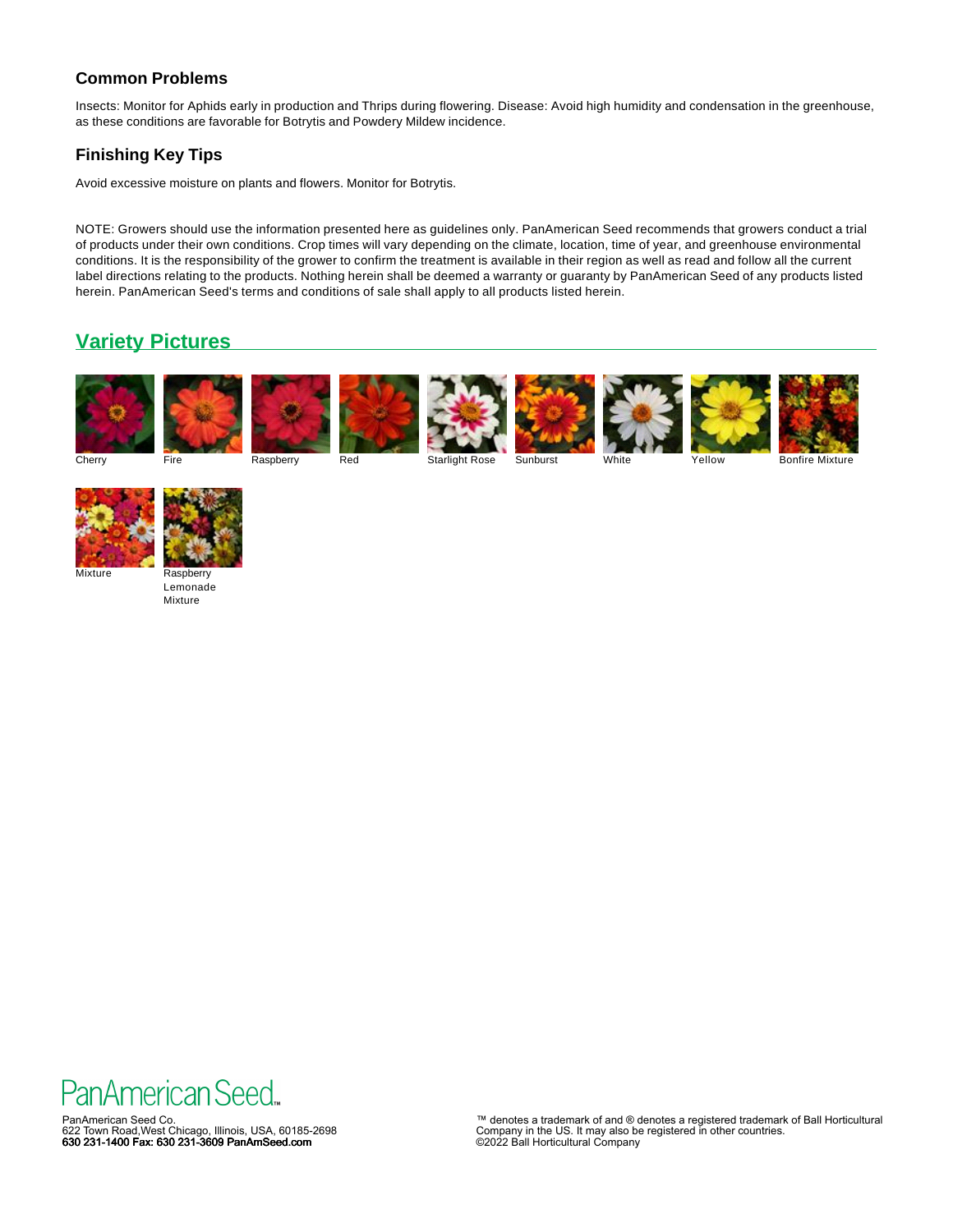## Common Problems

Insects: Monitor for Aphids early in production and Thrips during flowering. Disease: Avoid high humidity and condensation in the greenhouse, as these conditions are favorable for Botrytis and Powdery Mildew incidence.

## Finishing Key Tips

Avoid excessive moisture on plants and flowers. Monitor for Botrytis.

NOTE: Growers should use the information presented here as guidelines only. PanAmerican Seed recommends that growers conduct a trial of products under their own conditions. Crop times will vary depending on the climate, location, time of year, and greenhouse environmental conditions. It is the responsibility of the grower to confirm the treatment is available in their region as well as read and follow all the current label directions relating to the products. Nothing herein shall be deemed a warranty or guaranty by PanAmerican Seed of any products listed herein. PanAmerican Seed's terms and conditions of sale shall apply to all products listed herein.

## Variety Pictures

Cherry

Fire

Raspberry

Red

Starlight Rose

Sunburst

White

Yellow

Bonfire Mixture

Mixture

Raspberry Lemonade Mixture

PanAmerican Seed.

PanAmerican Seed Co.
622 Town Road,West Chicago, Illinois, USA, 60185-2698
**630 231-1400 Fax: 630 231-3609 PanAmSeed.com**

™ denotes a trademark of and ® denotes a registered trademark of Ball Horticultural Company in the US. It may also be registered in other countries.
©2022 Ball Horticultural Company